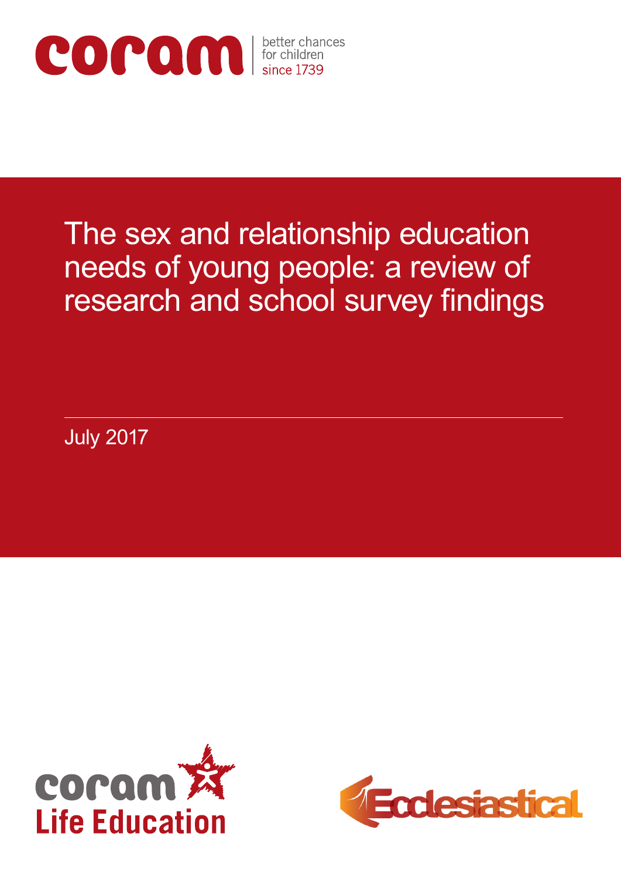coram | better chances for children since 1739

# The sex and relationship education needs of young people: a review of research and school survey findings

July 2017

coram Life Education

Ecclesiastical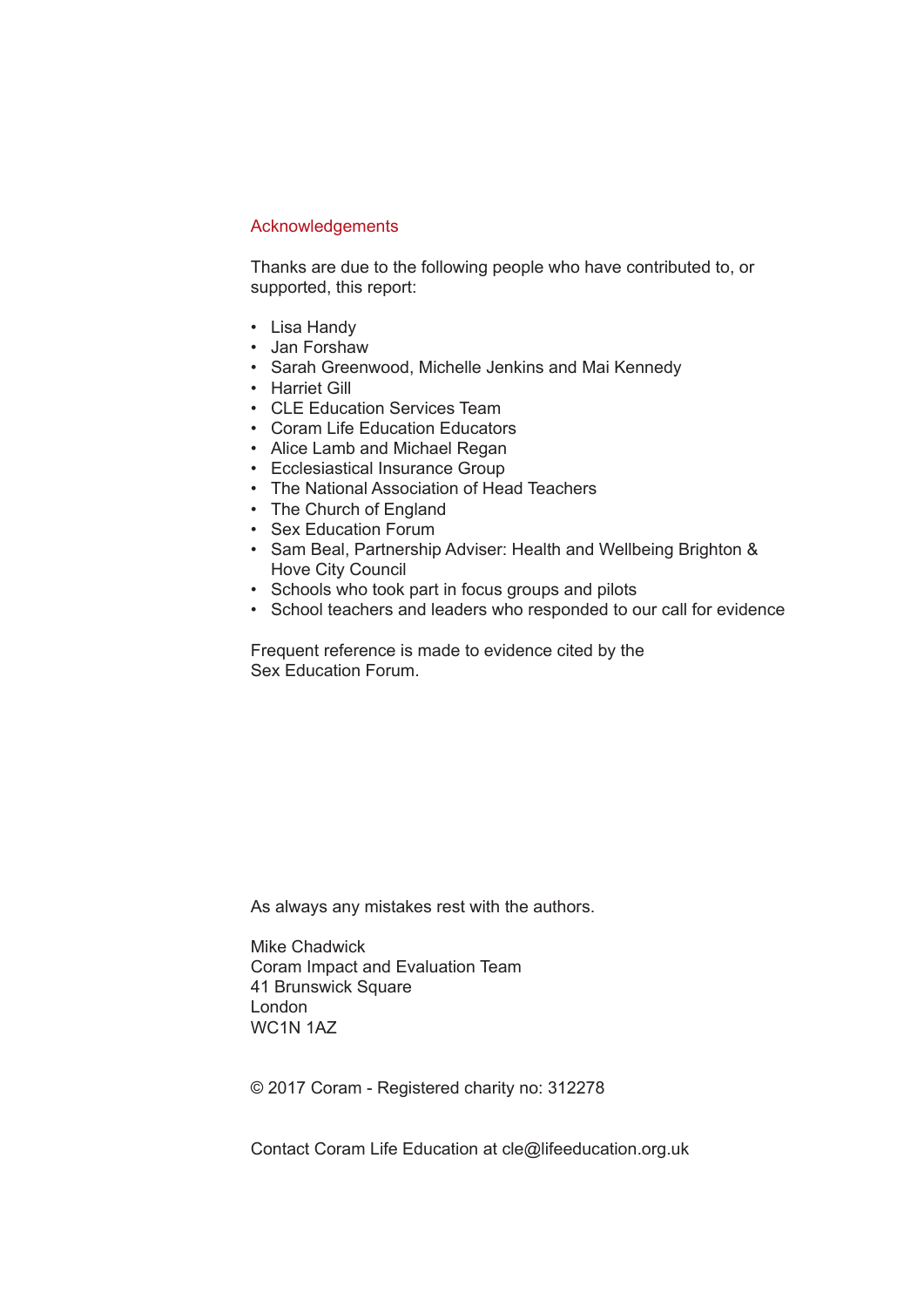## Acknowledgements

Thanks are due to the following people who have contributed to, or supported, this report:

- Lisa Handy
- Jan Forshaw
- Sarah Greenwood, Michelle Jenkins and Mai Kennedy
- Harriet Gill
- CLE Education Services Team
- Coram Life Education Educators
- Alice Lamb and Michael Regan
- Ecclesiastical Insurance Group
- The National Association of Head Teachers
- The Church of England
- Sex Education Forum
- Sam Beal, Partnership Adviser: Health and Wellbeing Brighton & Hove City Council
- Schools who took part in focus groups and pilots
- School teachers and leaders who responded to our call for evidence

Frequent reference is made to evidence cited by the Sex Education Forum.

As always any mistakes rest with the authors.

Mike Chadwick
Coram Impact and Evaluation Team
41 Brunswick Square
London
WC1N 1AZ

© 2017 Coram - Registered charity no: 312278

Contact Coram Life Education at cle@lifeeducation.org.uk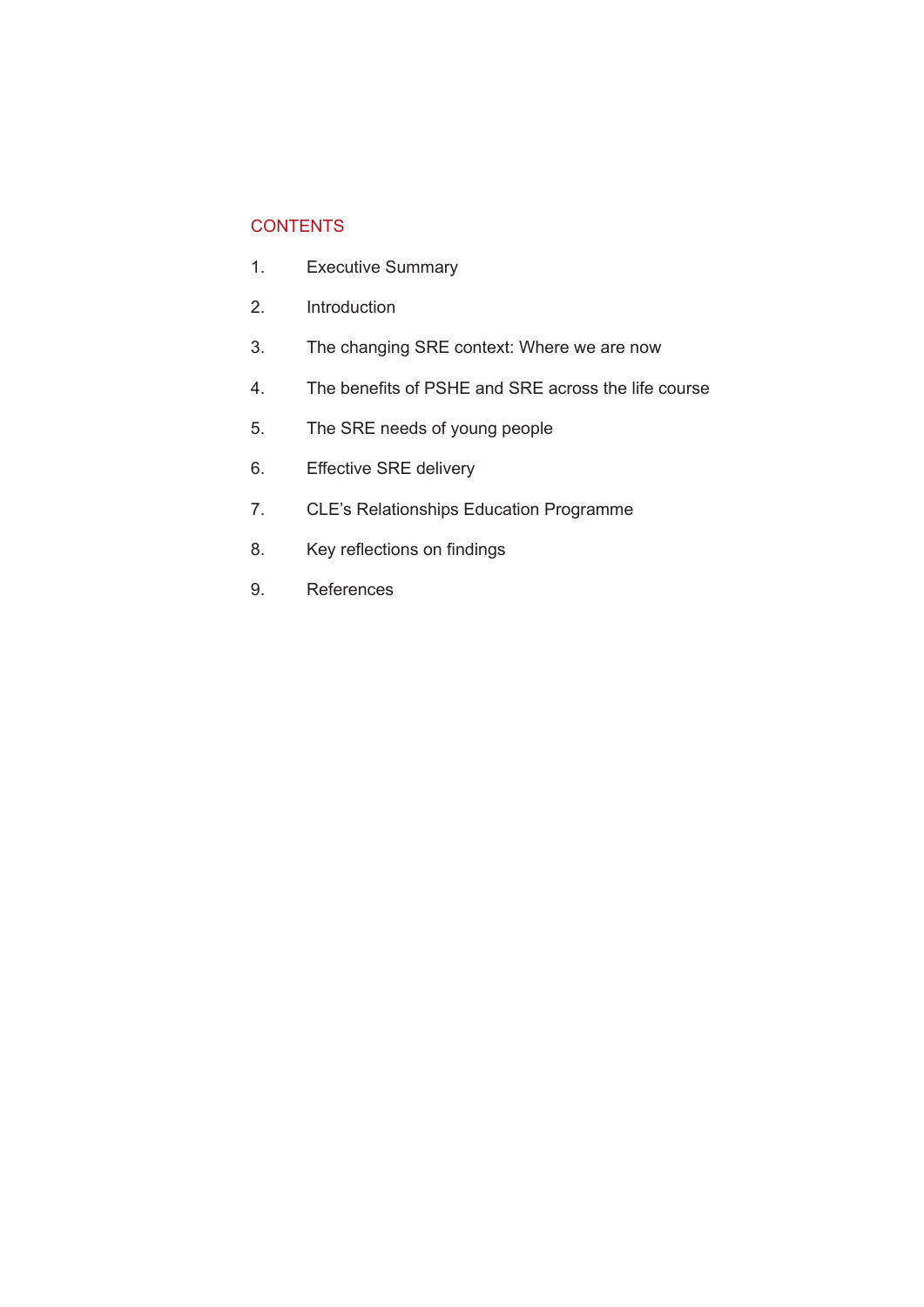## CONTENTS

1. Executive Summary
2. Introduction
3. The changing SRE context: Where we are now
4. The benefits of PSHE and SRE across the life course
5. The SRE needs of young people
6. Effective SRE delivery
7. CLE's Relationships Education Programme
8. Key reflections on findings
9. References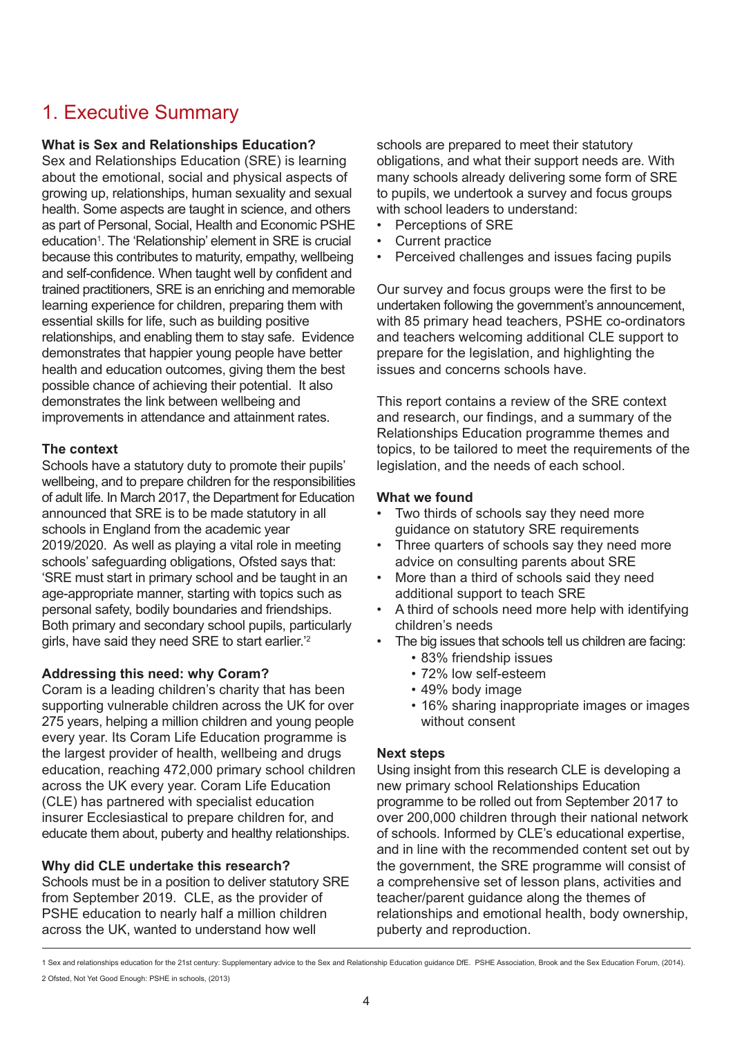# 1. Executive Summary

**What is Sex and Relationships Education?**

Sex and Relationships Education (SRE) is learning about the emotional, social and physical aspects of growing up, relationships, human sexuality and sexual health. Some aspects are taught in science, and others as part of Personal, Social, Health and Economic PSHE education[1]. The 'Relationship' element in SRE is crucial because this contributes to maturity, empathy, wellbeing and self-confidence. When taught well by confident and trained practitioners, SRE is an enriching and memorable learning experience for children, preparing them with essential skills for life, such as building positive relationships, and enabling them to stay safe. Evidence demonstrates that happier young people have better health and education outcomes, giving them the best possible chance of achieving their potential. It also demonstrates the link between wellbeing and improvements in attendance and attainment rates.

**The context**

Schools have a statutory duty to promote their pupils' wellbeing, and to prepare children for the responsibilities of adult life. In March 2017, the Department for Education announced that SRE is to be made statutory in all schools in England from the academic year 2019/2020. As well as playing a vital role in meeting schools' safeguarding obligations, Ofsted says that: 'SRE must start in primary school and be taught in an age-appropriate manner, starting with topics such as personal safety, bodily boundaries and friendships. Both primary and secondary school pupils, particularly girls, have said they need SRE to start earlier.'[2]

**Addressing this need: why Coram?**

Coram is a leading children's charity that has been supporting vulnerable children across the UK for over 275 years, helping a million children and young people every year. Its Coram Life Education programme is the largest provider of health, wellbeing and drugs education, reaching 472,000 primary school children across the UK every year. Coram Life Education (CLE) has partnered with specialist education insurer Ecclesiastical to prepare children for, and educate them about, puberty and healthy relationships.

**Why did CLE undertake this research?**

Schools must be in a position to deliver statutory SRE from September 2019. CLE, as the provider of PSHE education to nearly half a million children across the UK, wanted to understand how well schools are prepared to meet their statutory obligations, and what their support needs are. With many schools already delivering some form of SRE to pupils, we undertook a survey and focus groups with school leaders to understand:

- Perceptions of SRE
- Current practice
- Perceived challenges and issues facing pupils

Our survey and focus groups were the first to be undertaken following the government's announcement, with 85 primary head teachers, PSHE co-ordinators and teachers welcoming additional CLE support to prepare for the legislation, and highlighting the issues and concerns schools have.

This report contains a review of the SRE context and research, our findings, and a summary of the Relationships Education programme themes and topics, to be tailored to meet the requirements of the legislation, and the needs of each school.

**What we found**

- Two thirds of schools say they need more guidance on statutory SRE requirements
- Three quarters of schools say they need more advice on consulting parents about SRE
- More than a third of schools said they need additional support to teach SRE
- A third of schools need more help with identifying children's needs
- The big issues that schools tell us children are facing:
  - 83% friendship issues
  - 72% low self-esteem
  - 49% body image
  - 16% sharing inappropriate images or images without consent

**Next steps**

Using insight from this research CLE is developing a new primary school Relationships Education programme to be rolled out from September 2017 to over 200,000 children through their national network of schools. Informed by CLE's educational expertise, and in line with the recommended content set out by the government, the SRE programme will consist of a comprehensive set of lesson plans, activities and teacher/parent guidance along the themes of relationships and emotional health, body ownership, puberty and reproduction.

---

1 Sex and relationships education for the 21st century: Supplementary advice to the Sex and Relationship Education guidance DfE. PSHE Association, Brook and the Sex Education Forum, (2014).

2 Ofsted, Not Yet Good Enough: PSHE in schools, (2013)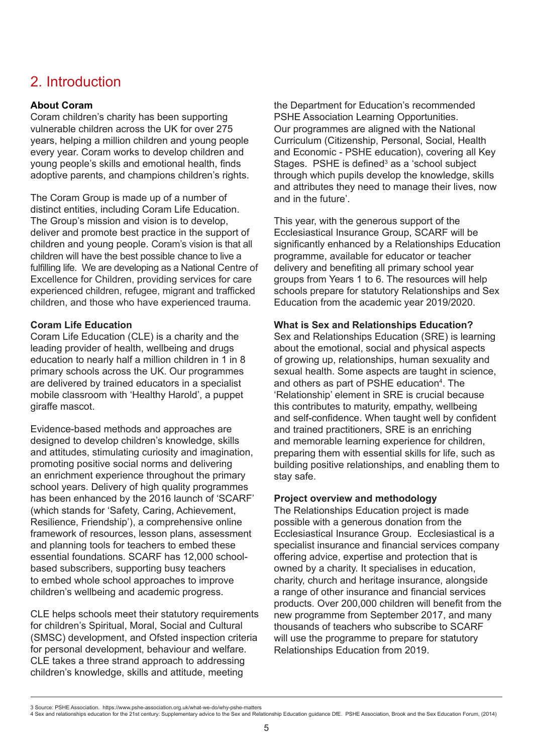## 2. Introduction

**About Coram**

Coram children's charity has been supporting vulnerable children across the UK for over 275 years, helping a million children and young people every year. Coram works to develop children and young people's skills and emotional health, finds adoptive parents, and champions children's rights.

The Coram Group is made up of a number of distinct entities, including Coram Life Education. The Group's mission and vision is to develop, deliver and promote best practice in the support of children and young people. Coram's vision is that all children will have the best possible chance to live a fulfilling life. We are developing as a National Centre of Excellence for Children, providing services for care experienced children, refugee, migrant and trafficked children, and those who have experienced trauma.

**Coram Life Education**

Coram Life Education (CLE) is a charity and the leading provider of health, wellbeing and drugs education to nearly half a million children in 1 in 8 primary schools across the UK. Our programmes are delivered by trained educators in a specialist mobile classroom with 'Healthy Harold', a puppet giraffe mascot.

Evidence-based methods and approaches are designed to develop children's knowledge, skills and attitudes, stimulating curiosity and imagination, promoting positive social norms and delivering an enrichment experience throughout the primary school years. Delivery of high quality programmes has been enhanced by the 2016 launch of 'SCARF' (which stands for 'Safety, Caring, Achievement, Resilience, Friendship'), a comprehensive online framework of resources, lesson plans, assessment and planning tools for teachers to embed these essential foundations. SCARF has 12,000 school-based subscribers, supporting busy teachers to embed whole school approaches to improve children's wellbeing and academic progress.

CLE helps schools meet their statutory requirements for children's Spiritual, Moral, Social and Cultural (SMSC) development, and Ofsted inspection criteria for personal development, behaviour and welfare. CLE takes a three strand approach to addressing children's knowledge, skills and attitude, meeting the Department for Education's recommended PSHE Association Learning Opportunities. Our programmes are aligned with the National Curriculum (Citizenship, Personal, Social, Health and Economic - PSHE education), covering all Key Stages. PSHE is defined[3] as a 'school subject through which pupils develop the knowledge, skills and attributes they need to manage their lives, now and in the future'.

This year, with the generous support of the Ecclesiastical Insurance Group, SCARF will be significantly enhanced by a Relationships Education programme, available for educator or teacher delivery and benefiting all primary school year groups from Years 1 to 6. The resources will help schools prepare for statutory Relationships and Sex Education from the academic year 2019/2020.

**What is Sex and Relationships Education?**

Sex and Relationships Education (SRE) is learning about the emotional, social and physical aspects of growing up, relationships, human sexuality and sexual health. Some aspects are taught in science, and others as part of PSHE education[4]. The 'Relationship' element in SRE is crucial because this contributes to maturity, empathy, wellbeing and self-confidence. When taught well by confident and trained practitioners, SRE is an enriching and memorable learning experience for children, preparing them with essential skills for life, such as building positive relationships, and enabling them to stay safe.

**Project overview and methodology**

The Relationships Education project is made possible with a generous donation from the Ecclesiastical Insurance Group. Ecclesiastical is a specialist insurance and financial services company offering advice, expertise and protection that is owned by a charity. It specialises in education, charity, church and heritage insurance, alongside a range of other insurance and financial services products. Over 200,000 children will benefit from the new programme from September 2017, and many thousands of teachers who subscribe to SCARF will use the programme to prepare for statutory Relationships Education from 2019.

---

3 Source: PSHE Association. https://www.pshe-association.org.uk/what-we-do/why-pshe-matters

4 Sex and relationships education for the 21st century: Supplementary advice to the Sex and Relationship Education guidance DfE. PSHE Association, Brook and the Sex Education Forum, (2014)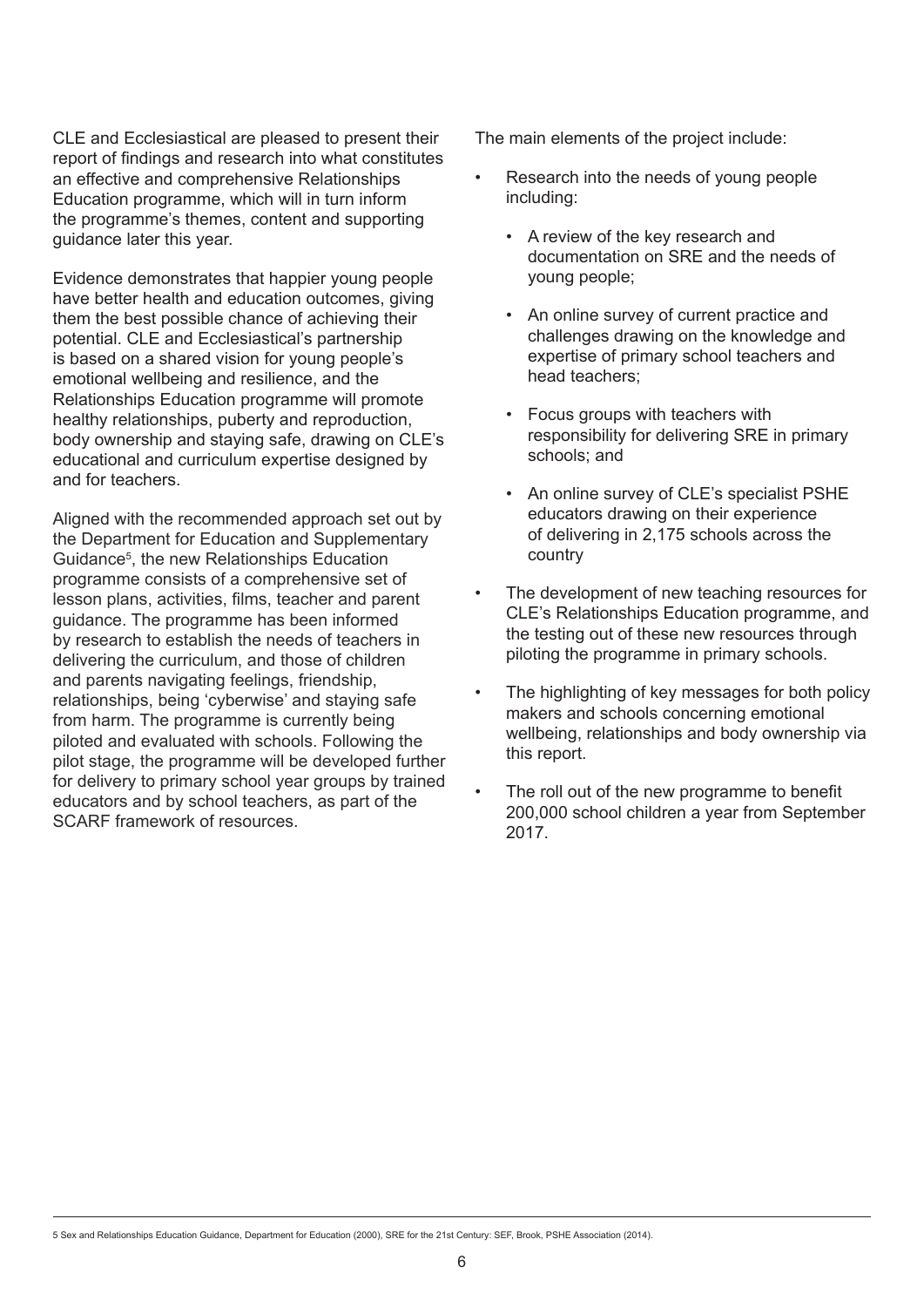CLE and Ecclesiastical are pleased to present their report of findings and research into what constitutes an effective and comprehensive Relationships Education programme, which will in turn inform the programme's themes, content and supporting guidance later this year.

Evidence demonstrates that happier young people have better health and education outcomes, giving them the best possible chance of achieving their potential. CLE and Ecclesiastical's partnership is based on a shared vision for young people's emotional wellbeing and resilience, and the Relationships Education programme will promote healthy relationships, puberty and reproduction, body ownership and staying safe, drawing on CLE's educational and curriculum expertise designed by and for teachers.

Aligned with the recommended approach set out by the Department for Education and Supplementary Guidance[5], the new Relationships Education programme consists of a comprehensive set of lesson plans, activities, films, teacher and parent guidance. The programme has been informed by research to establish the needs of teachers in delivering the curriculum, and those of children and parents navigating feelings, friendship, relationships, being 'cyberwise' and staying safe from harm. The programme is currently being piloted and evaluated with schools. Following the pilot stage, the programme will be developed further for delivery to primary school year groups by trained educators and by school teachers, as part of the SCARF framework of resources.

The main elements of the project include:

- Research into the needs of young people including:
  - A review of the key research and documentation on SRE and the needs of young people;
  - An online survey of current practice and challenges drawing on the knowledge and expertise of primary school teachers and head teachers;
  - Focus groups with teachers with responsibility for delivering SRE in primary schools; and
  - An online survey of CLE's specialist PSHE educators drawing on their experience of delivering in 2,175 schools across the country
- The development of new teaching resources for CLE's Relationships Education programme, and the testing out of these new resources through piloting the programme in primary schools.
- The highlighting of key messages for both policy makers and schools concerning emotional wellbeing, relationships and body ownership via this report.
- The roll out of the new programme to benefit 200,000 school children a year from September 2017.

---

5 Sex and Relationships Education Guidance, Department for Education (2000), SRE for the 21st Century: SEF, Brook, PSHE Association (2014).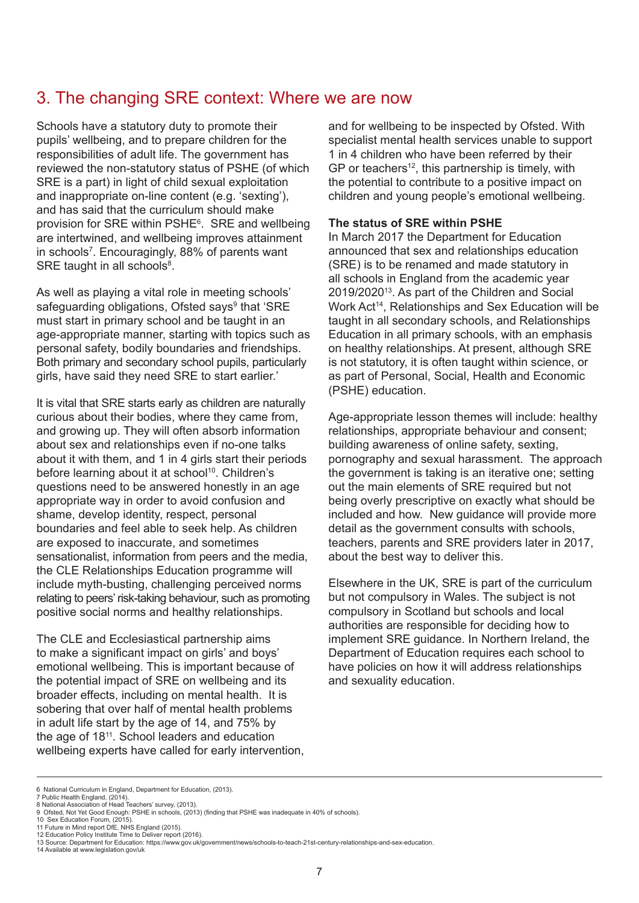## 3. The changing SRE context: Where we are now

Schools have a statutory duty to promote their pupils' wellbeing, and to prepare children for the responsibilities of adult life. The government has reviewed the non-statutory status of PSHE (of which SRE is a part) in light of child sexual exploitation and inappropriate on-line content (e.g. 'sexting'), and has said that the curriculum should make provision for SRE within PSHE[6]. SRE and wellbeing are intertwined, and wellbeing improves attainment in schools[7]. Encouragingly, 88% of parents want SRE taught in all schools[8].

As well as playing a vital role in meeting schools' safeguarding obligations, Ofsted says[9] that 'SRE must start in primary school and be taught in an age-appropriate manner, starting with topics such as personal safety, bodily boundaries and friendships. Both primary and secondary school pupils, particularly girls, have said they need SRE to start earlier.'

It is vital that SRE starts early as children are naturally curious about their bodies, where they came from, and growing up. They will often absorb information about sex and relationships even if no-one talks about it with them, and 1 in 4 girls start their periods before learning about it at school[10]. Children's questions need to be answered honestly in an age appropriate way in order to avoid confusion and shame, develop identity, respect, personal boundaries and feel able to seek help. As children are exposed to inaccurate, and sometimes sensationalist, information from peers and the media, the CLE Relationships Education programme will include myth-busting, challenging perceived norms relating to peers' risk-taking behaviour, such as promoting positive social norms and healthy relationships.

The CLE and Ecclesiastical partnership aims to make a significant impact on girls' and boys' emotional wellbeing. This is important because of the potential impact of SRE on wellbeing and its broader effects, including on mental health. It is sobering that over half of mental health problems in adult life start by the age of 14, and 75% by the age of 18[11]. School leaders and education wellbeing experts have called for early intervention, and for wellbeing to be inspected by Ofsted. With specialist mental health services unable to support 1 in 4 children who have been referred by their GP or teachers[12], this partnership is timely, with the potential to contribute to a positive impact on children and young people's emotional wellbeing.

**The status of SRE within PSHE**

In March 2017 the Department for Education announced that sex and relationships education (SRE) is to be renamed and made statutory in all schools in England from the academic year 2019/2020[13]. As part of the Children and Social Work Act[14], Relationships and Sex Education will be taught in all secondary schools, and Relationships Education in all primary schools, with an emphasis on healthy relationships. At present, although SRE is not statutory, it is often taught within science, or as part of Personal, Social, Health and Economic (PSHE) education.

Age-appropriate lesson themes will include: healthy relationships, appropriate behaviour and consent; building awareness of online safety, sexting, pornography and sexual harassment. The approach the government is taking is an iterative one; setting out the main elements of SRE required but not being overly prescriptive on exactly what should be included and how. New guidance will provide more detail as the government consults with schools, teachers, parents and SRE providers later in 2017, about the best way to deliver this.

Elsewhere in the UK, SRE is part of the curriculum but not compulsory in Wales. The subject is not compulsory in Scotland but schools and local authorities are responsible for deciding how to implement SRE guidance. In Northern Ireland, the Department of Education requires each school to have policies on how it will address relationships and sexuality education.

---

6 National Curriculum in England, Department for Education, (2013).
7 Public Health England, (2014).
8 National Association of Head Teachers' survey, (2013).
9 Ofsted, Not Yet Good Enough: PSHE in schools, (2013) (finding that PSHE was inadequate in 40% of schools).
10 Sex Education Forum, (2015).
11 Future in Mind report DfE, NHS England (2015).
12 Education Policy Institute Time to Deliver report (2016).
13 Source: Department for Education: https://www.gov.uk/government/news/schools-to-teach-21st-century-relationships-and-sex-education.
14 Available at www.legislation.gov/uk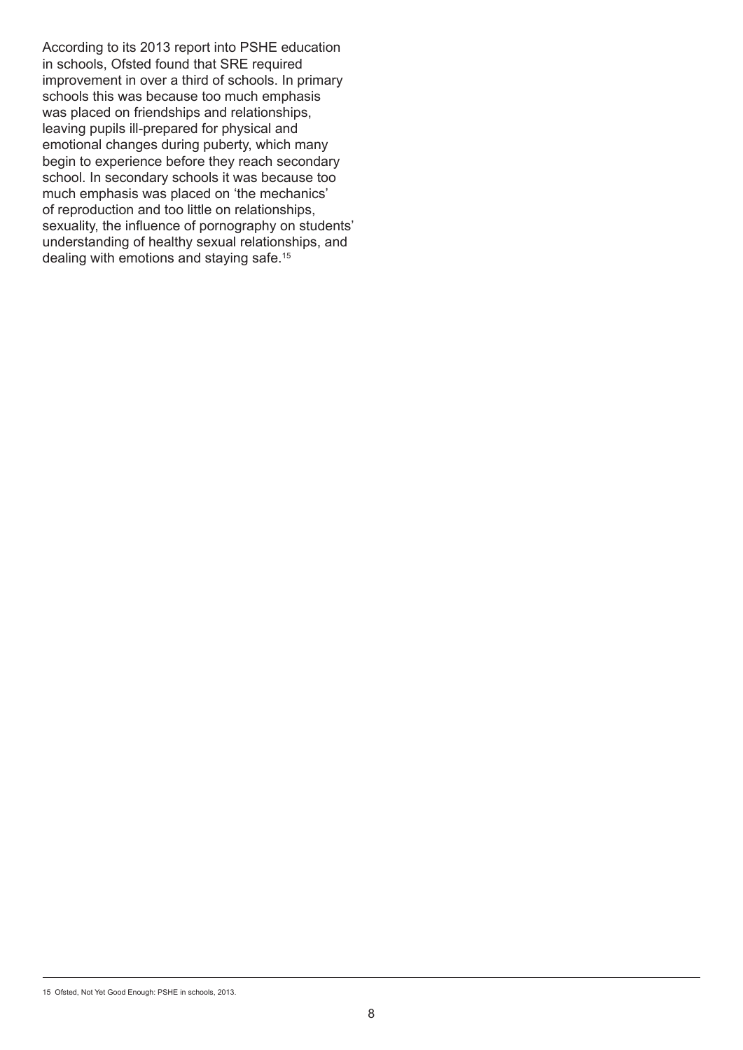According to its 2013 report into PSHE education in schools, Ofsted found that SRE required improvement in over a third of schools. In primary schools this was because too much emphasis was placed on friendships and relationships, leaving pupils ill-prepared for physical and emotional changes during puberty, which many begin to experience before they reach secondary school. In secondary schools it was because too much emphasis was placed on 'the mechanics' of reproduction and too little on relationships, sexuality, the influence of pornography on students' understanding of healthy sexual relationships, and dealing with emotions and staying safe.[15]

---

15 Ofsted, Not Yet Good Enough: PSHE in schools, 2013.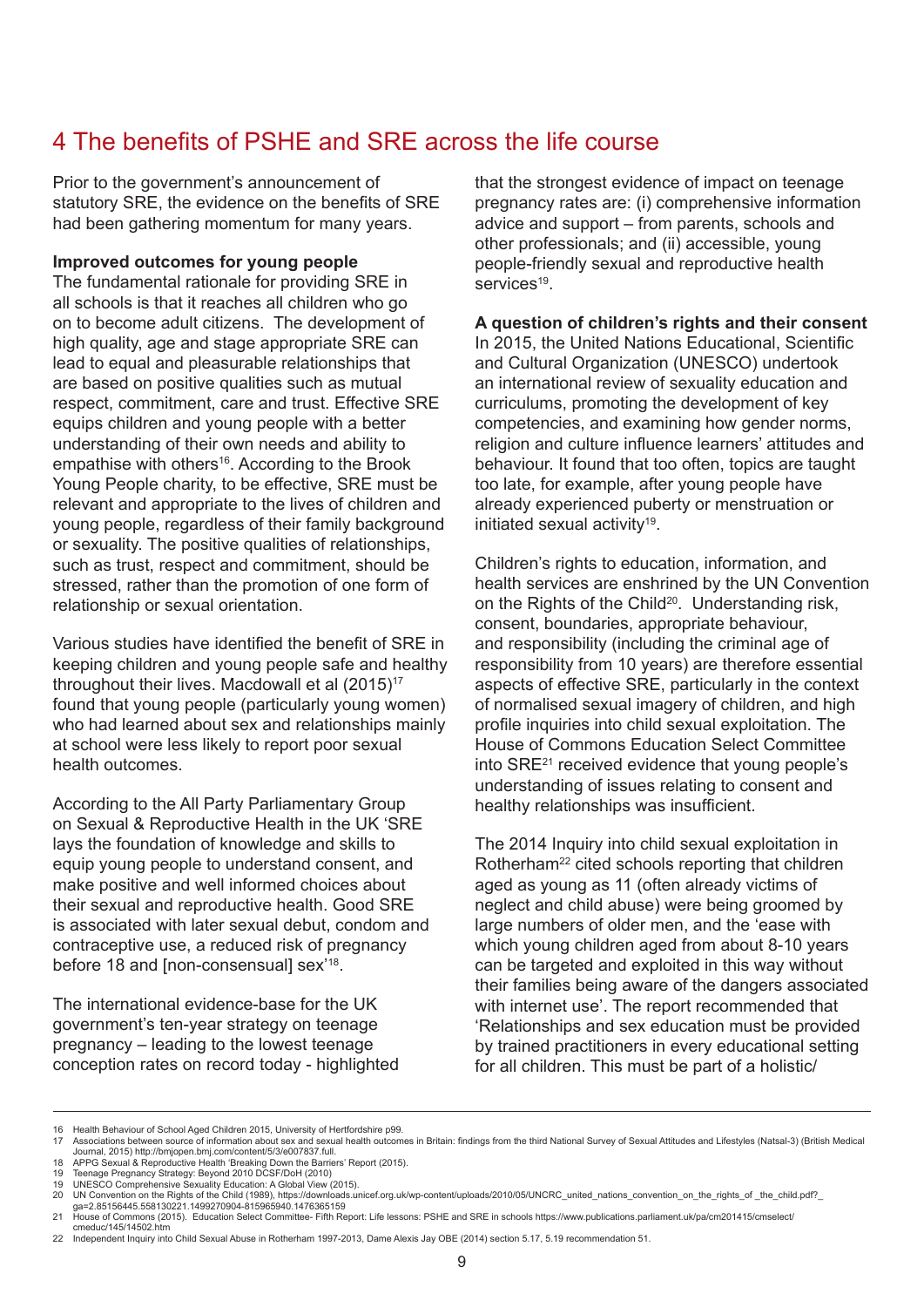# 4 The benefits of PSHE and SRE across the life course

Prior to the government's announcement of statutory SRE, the evidence on the benefits of SRE had been gathering momentum for many years.

**Improved outcomes for young people**

The fundamental rationale for providing SRE in all schools is that it reaches all children who go on to become adult citizens. The development of high quality, age and stage appropriate SRE can lead to equal and pleasurable relationships that are based on positive qualities such as mutual respect, commitment, care and trust. Effective SRE equips children and young people with a better understanding of their own needs and ability to empathise with others[16]. According to the Brook Young People charity, to be effective, SRE must be relevant and appropriate to the lives of children and young people, regardless of their family background or sexuality. The positive qualities of relationships, such as trust, respect and commitment, should be stressed, rather than the promotion of one form of relationship or sexual orientation.

Various studies have identified the benefit of SRE in keeping children and young people safe and healthy throughout their lives. Macdowall et al (2015)[17] found that young people (particularly young women) who had learned about sex and relationships mainly at school were less likely to report poor sexual health outcomes.

According to the All Party Parliamentary Group on Sexual & Reproductive Health in the UK 'SRE lays the foundation of knowledge and skills to equip young people to understand consent, and make positive and well informed choices about their sexual and reproductive health. Good SRE is associated with later sexual debut, condom and contraceptive use, a reduced risk of pregnancy before 18 and [non-consensual] sex'[18].

The international evidence-base for the UK government's ten-year strategy on teenage pregnancy – leading to the lowest teenage conception rates on record today - highlighted that the strongest evidence of impact on teenage pregnancy rates are: (i) comprehensive information advice and support – from parents, schools and other professionals; and (ii) accessible, young people-friendly sexual and reproductive health services[19].

**A question of children's rights and their consent**

In 2015, the United Nations Educational, Scientific and Cultural Organization (UNESCO) undertook an international review of sexuality education and curriculums, promoting the development of key competencies, and examining how gender norms, religion and culture influence learners' attitudes and behaviour. It found that too often, topics are taught too late, for example, after young people have already experienced puberty or menstruation or initiated sexual activity[19].

Children's rights to education, information, and health services are enshrined by the UN Convention on the Rights of the Child[20]. Understanding risk, consent, boundaries, appropriate behaviour, and responsibility (including the criminal age of responsibility from 10 years) are therefore essential aspects of effective SRE, particularly in the context of normalised sexual imagery of children, and high profile inquiries into child sexual exploitation. The House of Commons Education Select Committee into SRE[21] received evidence that young people's understanding of issues relating to consent and healthy relationships was insufficient.

The 2014 Inquiry into child sexual exploitation in Rotherham[22] cited schools reporting that children aged as young as 11 (often already victims of neglect and child abuse) were being groomed by large numbers of older men, and the 'ease with which young children aged from about 8-10 years can be targeted and exploited in this way without their families being aware of the dangers associated with internet use'. The report recommended that 'Relationships and sex education must be provided by trained practitioners in every educational setting for all children. This must be part of a holistic/

---

16 Health Behaviour of School Aged Children 2015, University of Hertfordshire p99.
17 Associations between source of information about sex and sexual health outcomes in Britain: findings from the third National Survey of Sexual Attitudes and Lifestyles (Natsal-3) (British Medical Journal, 2015) http://bmjopen.bmj.com/content/5/3/e007837.full.
18 APPG Sexual & Reproductive Health 'Breaking Down the Barriers' Report (2015).
19 Teenage Pregnancy Strategy: Beyond 2010 DCSF/DoH (2010)
19 UNESCO Comprehensive Sexuality Education: A Global View (2015).
20 UN Convention on the Rights of the Child (1989), https://downloads.unicef.org.uk/wp-content/uploads/2010/05/UNCRC_united_nations_convention_on_the_rights_of _the_child.pdf?_ga=2.85156445.558130221.1499270904-815965940.1476365159
21 House of Commons (2015). Education Select Committee- Fifth Report: Life lessons: PSHE and SRE in schools https://www.publications.parliament.uk/pa/cm201415/cmselect/cmeduc/145/14502.htm
22 Independent Inquiry into Child Sexual Abuse in Rotherham 1997-2013, Dame Alexis Jay OBE (2014) section 5.17, 5.19 recommendation 51.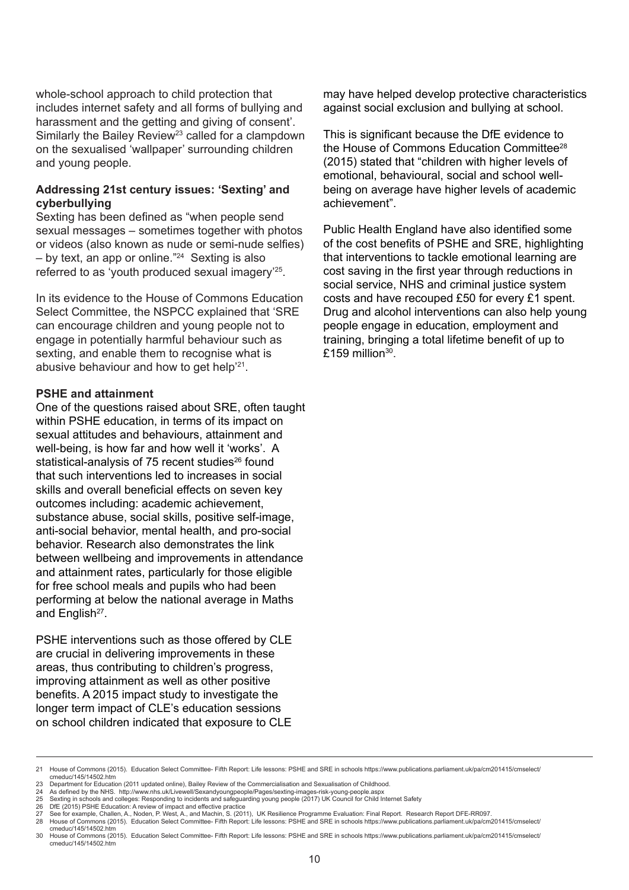whole-school approach to child protection that includes internet safety and all forms of bullying and harassment and the getting and giving of consent'. Similarly the Bailey Review[23] called for a clampdown on the sexualised 'wallpaper' surrounding children and young people.

**Addressing 21st century issues: 'Sexting' and cyberbullying**

Sexting has been defined as "when people send sexual messages – sometimes together with photos or videos (also known as nude or semi-nude selfies) – by text, an app or online."[24] Sexting is also referred to as 'youth produced sexual imagery'[25].

In its evidence to the House of Commons Education Select Committee, the NSPCC explained that 'SRE can encourage children and young people not to engage in potentially harmful behaviour such as sexting, and enable them to recognise what is abusive behaviour and how to get help'[21].

**PSHE and attainment**

One of the questions raised about SRE, often taught within PSHE education, in terms of its impact on sexual attitudes and behaviours, attainment and well-being, is how far and how well it 'works'. A statistical-analysis of 75 recent studies[26] found that such interventions led to increases in social skills and overall beneficial effects on seven key outcomes including: academic achievement, substance abuse, social skills, positive self-image, anti-social behavior, mental health, and pro-social behavior. Research also demonstrates the link between wellbeing and improvements in attendance and attainment rates, particularly for those eligible for free school meals and pupils who had been performing at below the national average in Maths and English[27].

PSHE interventions such as those offered by CLE are crucial in delivering improvements in these areas, thus contributing to children's progress, improving attainment as well as other positive benefits. A 2015 impact study to investigate the longer term impact of CLE's education sessions on school children indicated that exposure to CLE may have helped develop protective characteristics against social exclusion and bullying at school.

This is significant because the DfE evidence to the House of Commons Education Committee[28] (2015) stated that "children with higher levels of emotional, behavioural, social and school well-being on average have higher levels of academic achievement".

Public Health England have also identified some of the cost benefits of PSHE and SRE, highlighting that interventions to tackle emotional learning are cost saving in the first year through reductions in social service, NHS and criminal justice system costs and have recouped £50 for every £1 spent. Drug and alcohol interventions can also help young people engage in education, employment and training, bringing a total lifetime benefit of up to £159 million[30].

---

21 House of Commons (2015). Education Select Committee- Fifth Report: Life lessons: PSHE and SRE in schools https://www.publications.parliament.uk/pa/cm201415/cmselect/cmeduc/145/14502.htm
23 Department for Education (2011 updated online), Bailey Review of the Commercialisation and Sexualisation of Childhood.
24 As defined by the NHS. http://www.nhs.uk/Livewell/Sexandyoungpeople/Pages/sexting-images-risk-young-people.aspx
25 Sexting in schools and colleges: Responding to incidents and safeguarding young people (2017) UK Council for Child Internet Safety
26 DfE (2015) PSHE Education: A review of impact and effective practice
27 See for example, Challen, A., Noden, P. West, A., and Machin, S. (2011), UK Resilience Programme Evaluation: Final Report. Research Report DFE-RR097.
28 House of Commons (2015). Education Select Committee- Fifth Report: Life lessons: PSHE and SRE in schools https://www.publications.parliament.uk/pa/cm201415/cmselect/cmeduc/145/14502.htm
30 House of Commons (2015). Education Select Committee- Fifth Report: Life lessons: PSHE and SRE in schools https://www.publications.parliament.uk/pa/cm201415/cmselect/cmeduc/145/14502.htm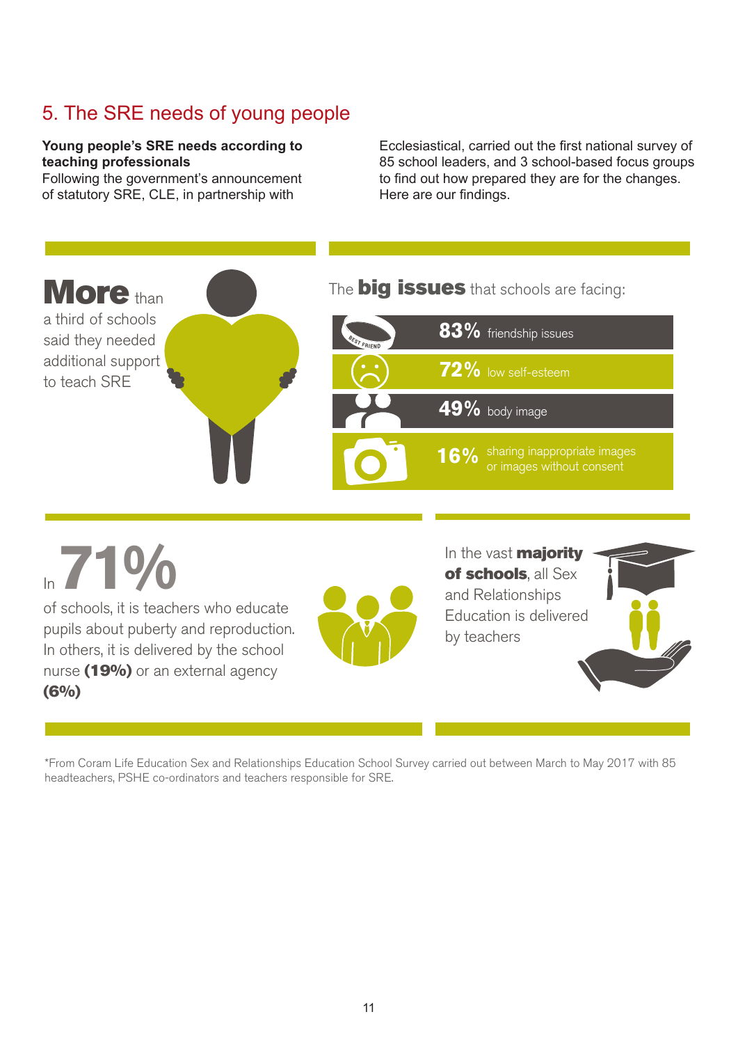## 5. The SRE needs of young people

**Young people's SRE needs according to teaching professionals**
Following the government's announcement of statutory SRE, CLE, in partnership with Ecclesiastical, carried out the first national survey of 85 school leaders, and 3 school-based focus groups to find out how prepared they are for the changes. Here are our findings.

**More** than a third of schools said they needed additional support to teach SRE

The **big issues** that schools are facing:

- **83%** friendship issues
- **72%** low self-esteem
- **49%** body image
- **16%** sharing inappropriate images or images without consent

In **71%** of schools, it is teachers who educate pupils about puberty and reproduction. In others, it is delivered by the school nurse **(19%)** or an external agency **(6%)**

In the vast **majority of schools**, all Sex and Relationships Education is delivered by teachers

*From Coram Life Education Sex and Relationships Education School Survey carried out between March to May 2017 with 85 headteachers, PSHE co-ordinators and teachers responsible for SRE.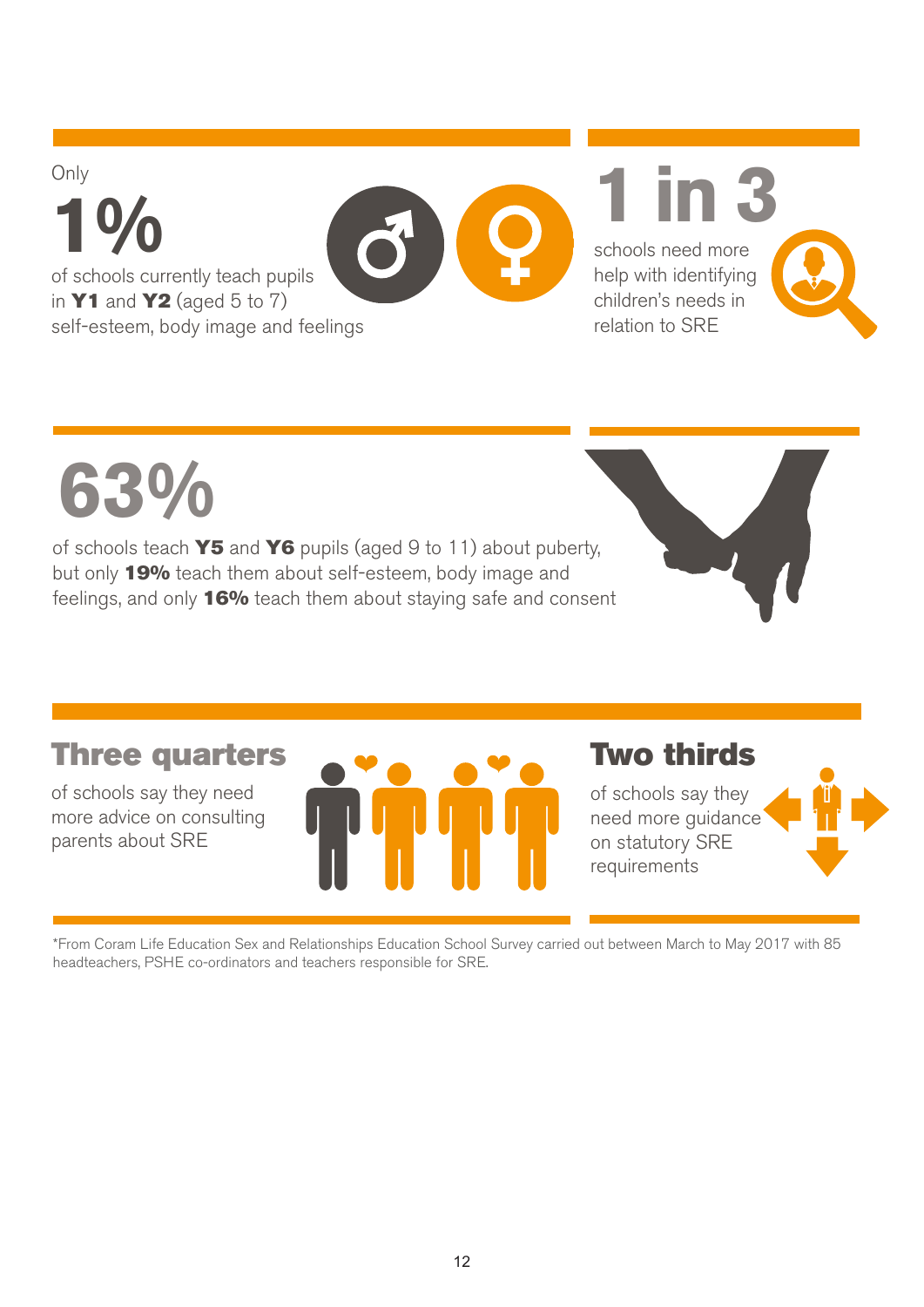Only

**1%**

of schools currently teach pupils in **Y1** and **Y2** (aged 5 to 7) self-esteem, body image and feelings

**1 in 3**

schools need more help with identifying children's needs in relation to SRE

**63%**

of schools teach **Y5** and **Y6** pupils (aged 9 to 11) about puberty, but only **19%** teach them about self-esteem, body image and feelings, and only **16%** teach them about staying safe and consent

**Three quarters**

of schools say they need more advice on consulting parents about SRE

**Two thirds**

of schools say they need more guidance on statutory SRE requirements

*From Coram Life Education Sex and Relationships Education School Survey carried out between March to May 2017 with 85 headteachers, PSHE co-ordinators and teachers responsible for SRE.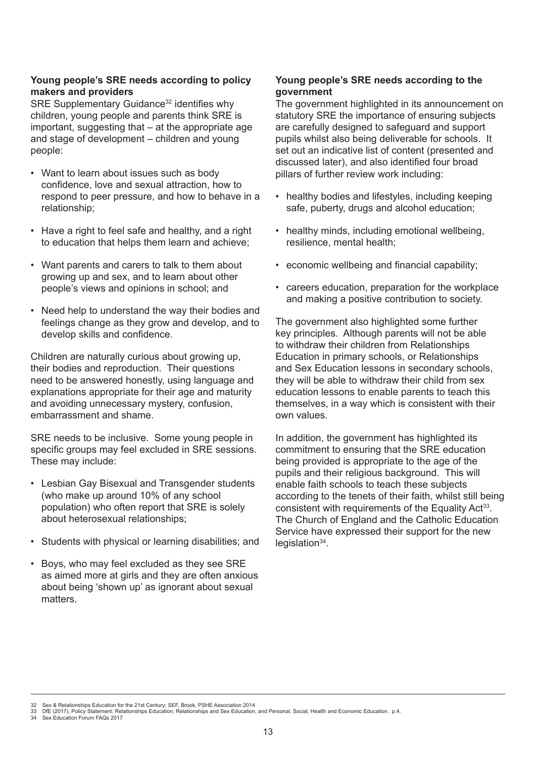### Young people's SRE needs according to policy makers and providers

SRE Supplementary Guidance[32] identifies why children, young people and parents think SRE is important, suggesting that – at the appropriate age and stage of development – children and young people:

- Want to learn about issues such as body confidence, love and sexual attraction, how to respond to peer pressure, and how to behave in a relationship;
- Have a right to feel safe and healthy, and a right to education that helps them learn and achieve;
- Want parents and carers to talk to them about growing up and sex, and to learn about other people's views and opinions in school; and
- Need help to understand the way their bodies and feelings change as they grow and develop, and to develop skills and confidence.

Children are naturally curious about growing up, their bodies and reproduction. Their questions need to be answered honestly, using language and explanations appropriate for their age and maturity and avoiding unnecessary mystery, confusion, embarrassment and shame.

SRE needs to be inclusive. Some young people in specific groups may feel excluded in SRE sessions. These may include:

- Lesbian Gay Bisexual and Transgender students (who make up around 10% of any school population) who often report that SRE is solely about heterosexual relationships;
- Students with physical or learning disabilities; and
- Boys, who may feel excluded as they see SRE as aimed more at girls and they are often anxious about being 'shown up' as ignorant about sexual matters.

### Young people's SRE needs according to the government

The government highlighted in its announcement on statutory SRE the importance of ensuring subjects are carefully designed to safeguard and support pupils whilst also being deliverable for schools. It set out an indicative list of content (presented and discussed later), and also identified four broad pillars of further review work including:

- healthy bodies and lifestyles, including keeping safe, puberty, drugs and alcohol education;
- healthy minds, including emotional wellbeing, resilience, mental health;
- economic wellbeing and financial capability;
- careers education, preparation for the workplace and making a positive contribution to society.

The government also highlighted some further key principles. Although parents will not be able to withdraw their children from Relationships Education in primary schools, or Relationships and Sex Education lessons in secondary schools, they will be able to withdraw their child from sex education lessons to enable parents to teach this themselves, in a way which is consistent with their own values.

In addition, the government has highlighted its commitment to ensuring that the SRE education being provided is appropriate to the age of the pupils and their religious background. This will enable faith schools to teach these subjects according to the tenets of their faith, whilst still being consistent with requirements of the Equality Act[33]. The Church of England and the Catholic Education Service have expressed their support for the new legislation[34].

---

32 Sex & Relationships Education for the 21st Century: SEF, Brook, PSHE Association 2014
33 DfE (2017), Policy Statement: Relationships Education, Relationships and Sex Education, and Personal, Social, Health and Economic Education. p.4.
34 Sex Education Forum FAQs 2017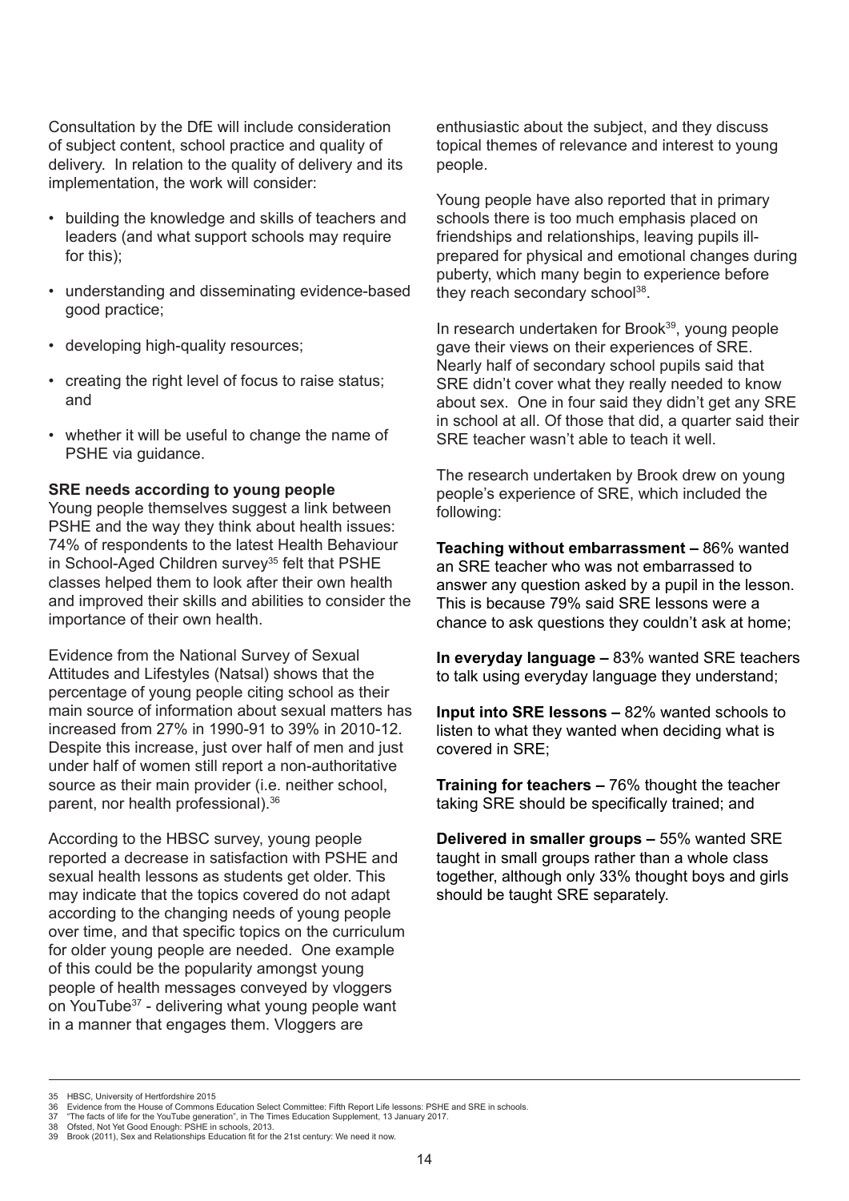Consultation by the DfE will include consideration of subject content, school practice and quality of delivery. In relation to the quality of delivery and its implementation, the work will consider:

- building the knowledge and skills of teachers and leaders (and what support schools may require for this);
- understanding and disseminating evidence-based good practice;
- developing high-quality resources;
- creating the right level of focus to raise status; and
- whether it will be useful to change the name of PSHE via guidance.

**SRE needs according to young people**

Young people themselves suggest a link between PSHE and the way they think about health issues: 74% of respondents to the latest Health Behaviour in School-Aged Children survey[35] felt that PSHE classes helped them to look after their own health and improved their skills and abilities to consider the importance of their own health.

Evidence from the National Survey of Sexual Attitudes and Lifestyles (Natsal) shows that the percentage of young people citing school as their main source of information about sexual matters has increased from 27% in 1990-91 to 39% in 2010-12. Despite this increase, just over half of men and just under half of women still report a non-authoritative source as their main provider (i.e. neither school, parent, nor health professional).[36]

According to the HBSC survey, young people reported a decrease in satisfaction with PSHE and sexual health lessons as students get older. This may indicate that the topics covered do not adapt according to the changing needs of young people over time, and that specific topics on the curriculum for older young people are needed. One example of this could be the popularity amongst young people of health messages conveyed by vloggers on YouTube[37] - delivering what young people want in a manner that engages them. Vloggers are enthusiastic about the subject, and they discuss topical themes of relevance and interest to young people.

Young people have also reported that in primary schools there is too much emphasis placed on friendships and relationships, leaving pupils ill-prepared for physical and emotional changes during puberty, which many begin to experience before they reach secondary school[38].

In research undertaken for Brook[39], young people gave their views on their experiences of SRE. Nearly half of secondary school pupils said that SRE didn't cover what they really needed to know about sex. One in four said they didn't get any SRE in school at all. Of those that did, a quarter said their SRE teacher wasn't able to teach it well.

The research undertaken by Brook drew on young people's experience of SRE, which included the following:

**Teaching without embarrassment –** 86% wanted an SRE teacher who was not embarrassed to answer any question asked by a pupil in the lesson. This is because 79% said SRE lessons were a chance to ask questions they couldn't ask at home;

**In everyday language –** 83% wanted SRE teachers to talk using everyday language they understand;

**Input into SRE lessons –** 82% wanted schools to listen to what they wanted when deciding what is covered in SRE;

**Training for teachers –** 76% thought the teacher taking SRE should be specifically trained; and

**Delivered in smaller groups –** 55% wanted SRE taught in small groups rather than a whole class together, although only 33% thought boys and girls should be taught SRE separately.

---

35 HBSC, University of Hertfordshire 2015
36 Evidence from the House of Commons Education Select Committee: Fifth Report Life lessons: PSHE and SRE in schools.
37 "The facts of life for the YouTube generation", in The Times Education Supplement, 13 January 2017.
38 Ofsted, Not Yet Good Enough: PSHE in schools, 2013.
39 Brook (2011), Sex and Relationships Education fit for the 21st century: We need it now.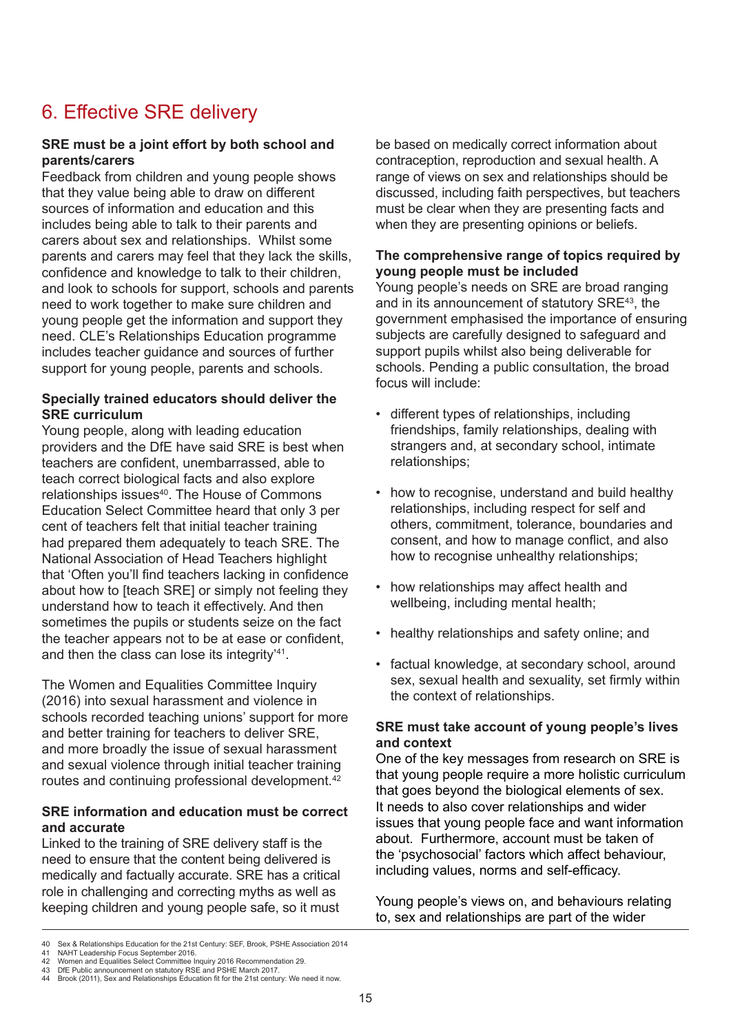# 6. Effective SRE delivery

**SRE must be a joint effort by both school and parents/carers**

Feedback from children and young people shows that they value being able to draw on different sources of information and education and this includes being able to talk to their parents and carers about sex and relationships. Whilst some parents and carers may feel that they lack the skills, confidence and knowledge to talk to their children, and look to schools for support, schools and parents need to work together to make sure children and young people get the information and support they need. CLE's Relationships Education programme includes teacher guidance and sources of further support for young people, parents and schools.

**Specially trained educators should deliver the SRE curriculum**

Young people, along with leading education providers and the DfE have said SRE is best when teachers are confident, unembarrassed, able to teach correct biological facts and also explore relationships issues[40]. The House of Commons Education Select Committee heard that only 3 per cent of teachers felt that initial teacher training had prepared them adequately to teach SRE. The National Association of Head Teachers highlight that 'Often you'll find teachers lacking in confidence about how to [teach SRE] or simply not feeling they understand how to teach it effectively. And then sometimes the pupils or students seize on the fact the teacher appears not to be at ease or confident, and then the class can lose its integrity'[41].

The Women and Equalities Committee Inquiry (2016) into sexual harassment and violence in schools recorded teaching unions' support for more and better training for teachers to deliver SRE, and more broadly the issue of sexual harassment and sexual violence through initial teacher training routes and continuing professional development.[42]

**SRE information and education must be correct and accurate**

Linked to the training of SRE delivery staff is the need to ensure that the content being delivered is medically and factually accurate. SRE has a critical role in challenging and correcting myths as well as keeping children and young people safe, so it must be based on medically correct information about contraception, reproduction and sexual health. A range of views on sex and relationships should be discussed, including faith perspectives, but teachers must be clear when they are presenting facts and when they are presenting opinions or beliefs.

**The comprehensive range of topics required by young people must be included**

Young people's needs on SRE are broad ranging and in its announcement of statutory SRE[43], the government emphasised the importance of ensuring subjects are carefully designed to safeguard and support pupils whilst also being deliverable for schools. Pending a public consultation, the broad focus will include:

- different types of relationships, including friendships, family relationships, dealing with strangers and, at secondary school, intimate relationships;
- how to recognise, understand and build healthy relationships, including respect for self and others, commitment, tolerance, boundaries and consent, and how to manage conflict, and also how to recognise unhealthy relationships;
- how relationships may affect health and wellbeing, including mental health;
- healthy relationships and safety online; and
- factual knowledge, at secondary school, around sex, sexual health and sexuality, set firmly within the context of relationships.

**SRE must take account of young people's lives and context**

One of the key messages from research on SRE is that young people require a more holistic curriculum that goes beyond the biological elements of sex. It needs to also cover relationships and wider issues that young people face and want information about. Furthermore, account must be taken of the 'psychosocial' factors which affect behaviour, including values, norms and self-efficacy.

Young people's views on, and behaviours relating to, sex and relationships are part of the wider

---

40 Sex & Relationships Education for the 21st Century: SEF, Brook, PSHE Association 2014
41 NAHT Leadership Focus September 2016.
42 Women and Equalities Select Committee Inquiry 2016 Recommendation 29.
43 DfE Public announcement on statutory RSE and PSHE March 2017.
44 Brook (2011), Sex and Relationships Education fit for the 21st century: We need it now.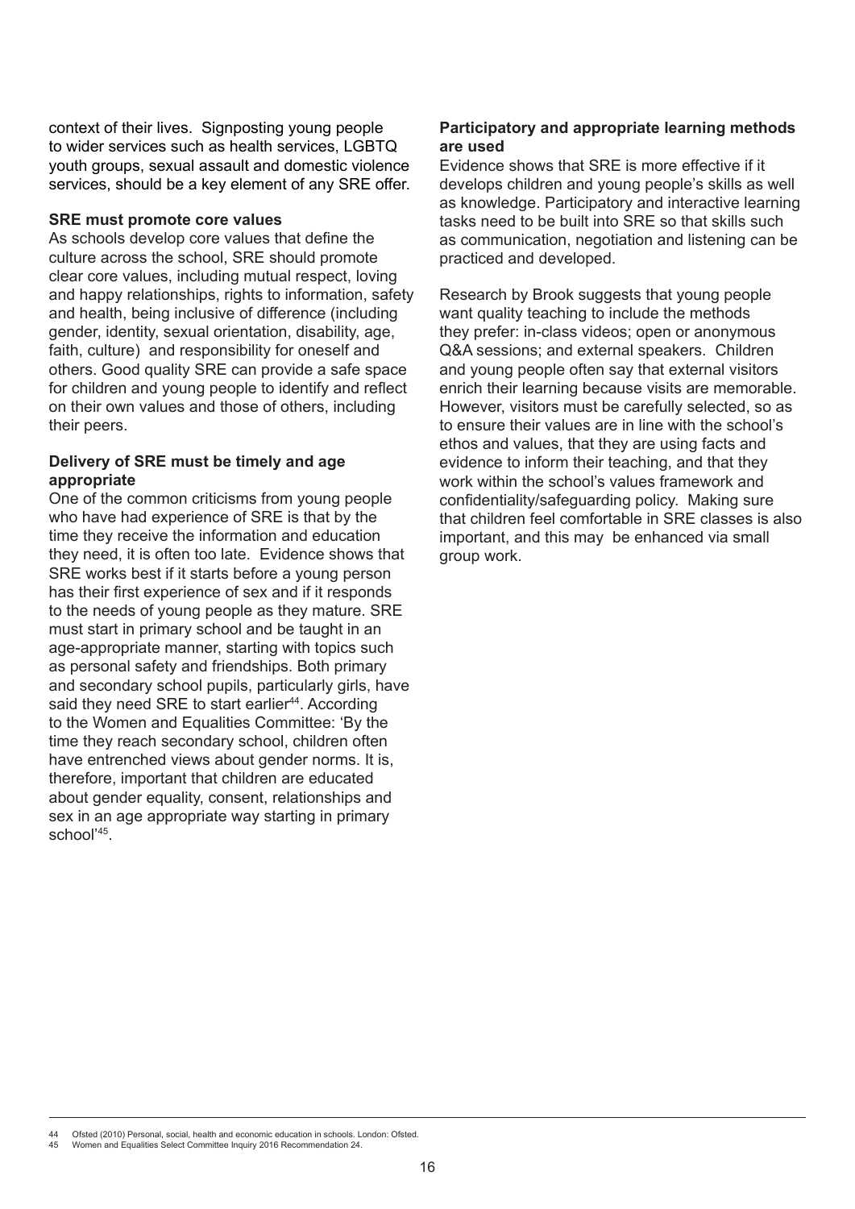context of their lives. Signposting young people to wider services such as health services, LGBTQ youth groups, sexual assault and domestic violence services, should be a key element of any SRE offer.

**SRE must promote core values**

As schools develop core values that define the culture across the school, SRE should promote clear core values, including mutual respect, loving and happy relationships, rights to information, safety and health, being inclusive of difference (including gender, identity, sexual orientation, disability, age, faith, culture) and responsibility for oneself and others. Good quality SRE can provide a safe space for children and young people to identify and reflect on their own values and those of others, including their peers.

**Delivery of SRE must be timely and age appropriate**

One of the common criticisms from young people who have had experience of SRE is that by the time they receive the information and education they need, it is often too late. Evidence shows that SRE works best if it starts before a young person has their first experience of sex and if it responds to the needs of young people as they mature. SRE must start in primary school and be taught in an age-appropriate manner, starting with topics such as personal safety and friendships. Both primary and secondary school pupils, particularly girls, have said they need SRE to start earlier[44]. According to the Women and Equalities Committee: 'By the time they reach secondary school, children often have entrenched views about gender norms. It is, therefore, important that children are educated about gender equality, consent, relationships and sex in an age appropriate way starting in primary school'[45].

**Participatory and appropriate learning methods are used**

Evidence shows that SRE is more effective if it develops children and young people's skills as well as knowledge. Participatory and interactive learning tasks need to be built into SRE so that skills such as communication, negotiation and listening can be practiced and developed.

Research by Brook suggests that young people want quality teaching to include the methods they prefer: in-class videos; open or anonymous Q&A sessions; and external speakers. Children and young people often say that external visitors enrich their learning because visits are memorable. However, visitors must be carefully selected, so as to ensure their values are in line with the school's ethos and values, that they are using facts and evidence to inform their teaching, and that they work within the school's values framework and confidentiality/safeguarding policy. Making sure that children feel comfortable in SRE classes is also important, and this may be enhanced via small group work.

---

44 Ofsted (2010) Personal, social, health and economic education in schools. London: Ofsted.

45 Women and Equalities Select Committee Inquiry 2016 Recommendation 24.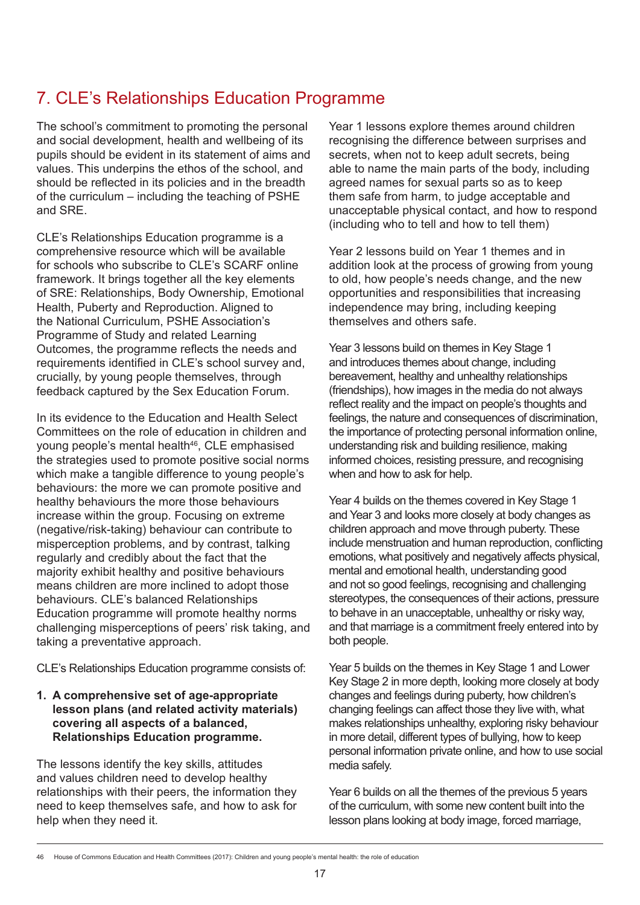# 7. CLE's Relationships Education Programme

The school's commitment to promoting the personal and social development, health and wellbeing of its pupils should be evident in its statement of aims and values. This underpins the ethos of the school, and should be reflected in its policies and in the breadth of the curriculum – including the teaching of PSHE and SRE.

CLE's Relationships Education programme is a comprehensive resource which will be available for schools who subscribe to CLE's SCARF online framework. It brings together all the key elements of SRE: Relationships, Body Ownership, Emotional Health, Puberty and Reproduction. Aligned to the National Curriculum, PSHE Association's Programme of Study and related Learning Outcomes, the programme reflects the needs and requirements identified in CLE's school survey and, crucially, by young people themselves, through feedback captured by the Sex Education Forum.

In its evidence to the Education and Health Select Committees on the role of education in children and young people's mental health[46], CLE emphasised the strategies used to promote positive social norms which make a tangible difference to young people's behaviours: the more we can promote positive and healthy behaviours the more those behaviours increase within the group. Focusing on extreme (negative/risk-taking) behaviour can contribute to misperception problems, and by contrast, talking regularly and credibly about the fact that the majority exhibit healthy and positive behaviours means children are more inclined to adopt those behaviours. CLE's balanced Relationships Education programme will promote healthy norms challenging misperceptions of peers' risk taking, and taking a preventative approach.

CLE's Relationships Education programme consists of:

1. **A comprehensive set of age-appropriate lesson plans (and related activity materials) covering all aspects of a balanced, Relationships Education programme.**

The lessons identify the key skills, attitudes and values children need to develop healthy relationships with their peers, the information they need to keep themselves safe, and how to ask for help when they need it.

Year 1 lessons explore themes around children recognising the difference between surprises and secrets, when not to keep adult secrets, being able to name the main parts of the body, including agreed names for sexual parts so as to keep them safe from harm, to judge acceptable and unacceptable physical contact, and how to respond (including who to tell and how to tell them)

Year 2 lessons build on Year 1 themes and in addition look at the process of growing from young to old, how people's needs change, and the new opportunities and responsibilities that increasing independence may bring, including keeping themselves and others safe.

Year 3 lessons build on themes in Key Stage 1 and introduces themes about change, including bereavement, healthy and unhealthy relationships (friendships), how images in the media do not always reflect reality and the impact on people's thoughts and feelings, the nature and consequences of discrimination, the importance of protecting personal information online, understanding risk and building resilience, making informed choices, resisting pressure, and recognising when and how to ask for help.

Year 4 builds on the themes covered in Key Stage 1 and Year 3 and looks more closely at body changes as children approach and move through puberty. These include menstruation and human reproduction, conflicting emotions, what positively and negatively affects physical, mental and emotional health, understanding good and not so good feelings, recognising and challenging stereotypes, the consequences of their actions, pressure to behave in an unacceptable, unhealthy or risky way, and that marriage is a commitment freely entered into by both people.

Year 5 builds on the themes in Key Stage 1 and Lower Key Stage 2 in more depth, looking more closely at body changes and feelings during puberty, how children's changing feelings can affect those they live with, what makes relationships unhealthy, exploring risky behaviour in more detail, different types of bullying, how to keep personal information private online, and how to use social media safely.

Year 6 builds on all the themes of the previous 5 years of the curriculum, with some new content built into the lesson plans looking at body image, forced marriage,

---

46 House of Commons Education and Health Committees (2017): Children and young people's mental health: the role of education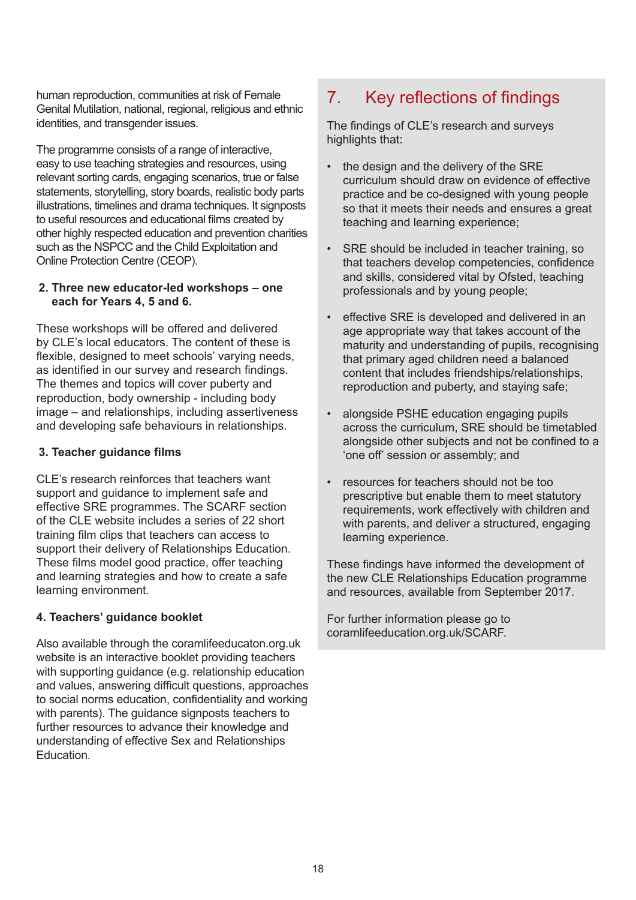human reproduction, communities at risk of Female Genital Mutilation, national, regional, religious and ethnic identities, and transgender issues.

The programme consists of a range of interactive, easy to use teaching strategies and resources, using relevant sorting cards, engaging scenarios, true or false statements, storytelling, story boards, realistic body parts illustrations, timelines and drama techniques. It signposts to useful resources and educational films created by other highly respected education and prevention charities such as the NSPCC and the Child Exploitation and Online Protection Centre (CEOP).

**2. Three new educator-led workshops – one each for Years 4, 5 and 6.**

These workshops will be offered and delivered by CLE's local educators. The content of these is flexible, designed to meet schools' varying needs, as identified in our survey and research findings. The themes and topics will cover puberty and reproduction, body ownership - including body image – and relationships, including assertiveness and developing safe behaviours in relationships.

**3. Teacher guidance films**

CLE's research reinforces that teachers want support and guidance to implement safe and effective SRE programmes. The SCARF section of the CLE website includes a series of 22 short training film clips that teachers can access to support their delivery of Relationships Education. These films model good practice, offer teaching and learning strategies and how to create a safe learning environment.

**4. Teachers' guidance booklet**

Also available through the coramlifeeducaton.org.uk website is an interactive booklet providing teachers with supporting guidance (e.g. relationship education and values, answering difficult questions, approaches to social norms education, confidentiality and working with parents). The guidance signposts teachers to further resources to advance their knowledge and understanding of effective Sex and Relationships Education.

## 7. Key reflections of findings

The findings of CLE's research and surveys highlights that:

- the design and the delivery of the SRE curriculum should draw on evidence of effective practice and be co-designed with young people so that it meets their needs and ensures a great teaching and learning experience;
- SRE should be included in teacher training, so that teachers develop competencies, confidence and skills, considered vital by Ofsted, teaching professionals and by young people;
- effective SRE is developed and delivered in an age appropriate way that takes account of the maturity and understanding of pupils, recognising that primary aged children need a balanced content that includes friendships/relationships, reproduction and puberty, and staying safe;
- alongside PSHE education engaging pupils across the curriculum, SRE should be timetabled alongside other subjects and not be confined to a 'one off' session or assembly; and
- resources for teachers should not be too prescriptive but enable them to meet statutory requirements, work effectively with children and with parents, and deliver a structured, engaging learning experience.

These findings have informed the development of the new CLE Relationships Education programme and resources, available from September 2017.

For further information please go to coramlifeeducation.org.uk/SCARF.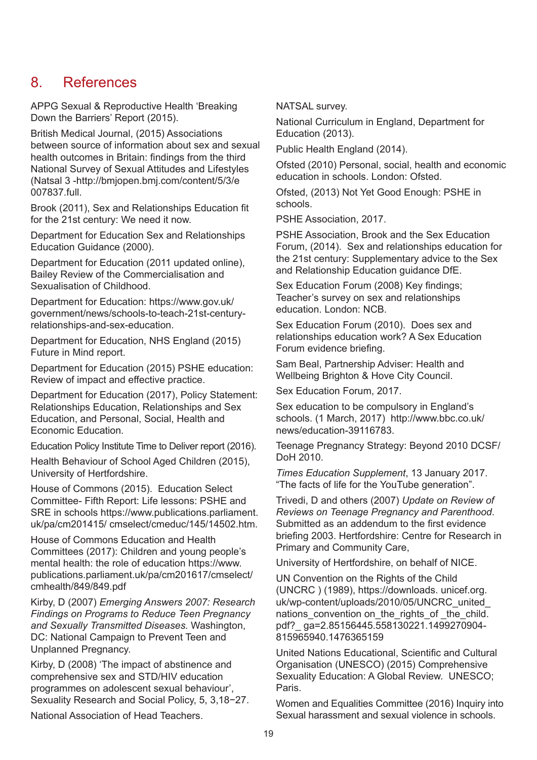# 8. References

APPG Sexual & Reproductive Health 'Breaking Down the Barriers' Report (2015).

British Medical Journal, (2015) Associations between source of information about sex and sexual health outcomes in Britain: findings from the third National Survey of Sexual Attitudes and Lifestyles (Natsal 3 -http://bmjopen.bmj.com/content/5/3/e 007837.full.

Brook (2011), Sex and Relationships Education fit for the 21st century: We need it now.

Department for Education Sex and Relationships Education Guidance (2000).

Department for Education (2011 updated online), Bailey Review of the Commercialisation and Sexualisation of Childhood.

Department for Education: https://www.gov.uk/government/news/schools-to-teach-21st-century-relationships-and-sex-education.

Department for Education, NHS England (2015) Future in Mind report.

Department for Education (2015) PSHE education: Review of impact and effective practice.

Department for Education (2017), Policy Statement: Relationships Education, Relationships and Sex Education, and Personal, Social, Health and Economic Education.

Education Policy Institute Time to Deliver report (2016).

Health Behaviour of School Aged Children (2015), University of Hertfordshire.

House of Commons (2015). Education Select Committee- Fifth Report: Life lessons: PSHE and SRE in schools https://www.publications.parliament.uk/pa/cm201415/ cmselect/cmeduc/145/14502.htm.

House of Commons Education and Health Committees (2017): Children and young people's mental health: the role of education https://www.publications.parliament.uk/pa/cm201617/cmselect/cmhealth/849/849.pdf

Kirby, D (2007) *Emerging Answers 2007: Research Findings on Programs to Reduce Teen Pregnancy and Sexually Transmitted Diseases.* Washington, DC: National Campaign to Prevent Teen and Unplanned Pregnancy.

Kirby, D (2008) 'The impact of abstinence and comprehensive sex and STD/HIV education programmes on adolescent sexual behaviour', Sexuality Research and Social Policy, 5, 3,18−27.

National Association of Head Teachers.

NATSAL survey.

National Curriculum in England, Department for Education (2013).

Public Health England (2014).

Ofsted (2010) Personal, social, health and economic education in schools. London: Ofsted.

Ofsted, (2013) Not Yet Good Enough: PSHE in schools.

PSHE Association, 2017.

PSHE Association, Brook and the Sex Education Forum, (2014). Sex and relationships education for the 21st century: Supplementary advice to the Sex and Relationship Education guidance DfE.

Sex Education Forum (2008) Key findings; Teacher's survey on sex and relationships education. London: NCB.

Sex Education Forum (2010). Does sex and relationships education work? A Sex Education Forum evidence briefing.

Sam Beal, Partnership Adviser: Health and Wellbeing Brighton & Hove City Council.

Sex Education Forum, 2017.

Sex education to be compulsory in England's schools. (1 March, 2017) http://www.bbc.co.uk/news/education-39116783.

Teenage Pregnancy Strategy: Beyond 2010 DCSF/DoH 2010.

*Times Education Supplement*, 13 January 2017. "The facts of life for the YouTube generation".

Trivedi, D and others (2007) *Update on Review of Reviews on Teenage Pregnancy and Parenthood*. Submitted as an addendum to the first evidence briefing 2003. Hertfordshire: Centre for Research in Primary and Community Care,

University of Hertfordshire, on behalf of NICE.

UN Convention on the Rights of the Child (UNCRC ) (1989), https://downloads. unicef.org.uk/wp-content/uploads/2010/05/UNCRC_united_nations_convention on_the_rights_of _the_child.pdf?_ ga=2.85156445.558130221.1499270904-815965940.1476365159

United Nations Educational, Scientific and Cultural Organisation (UNESCO) (2015) Comprehensive Sexuality Education: A Global Review. UNESCO; Paris.

Women and Equalities Committee (2016) Inquiry into Sexual harassment and sexual violence in schools.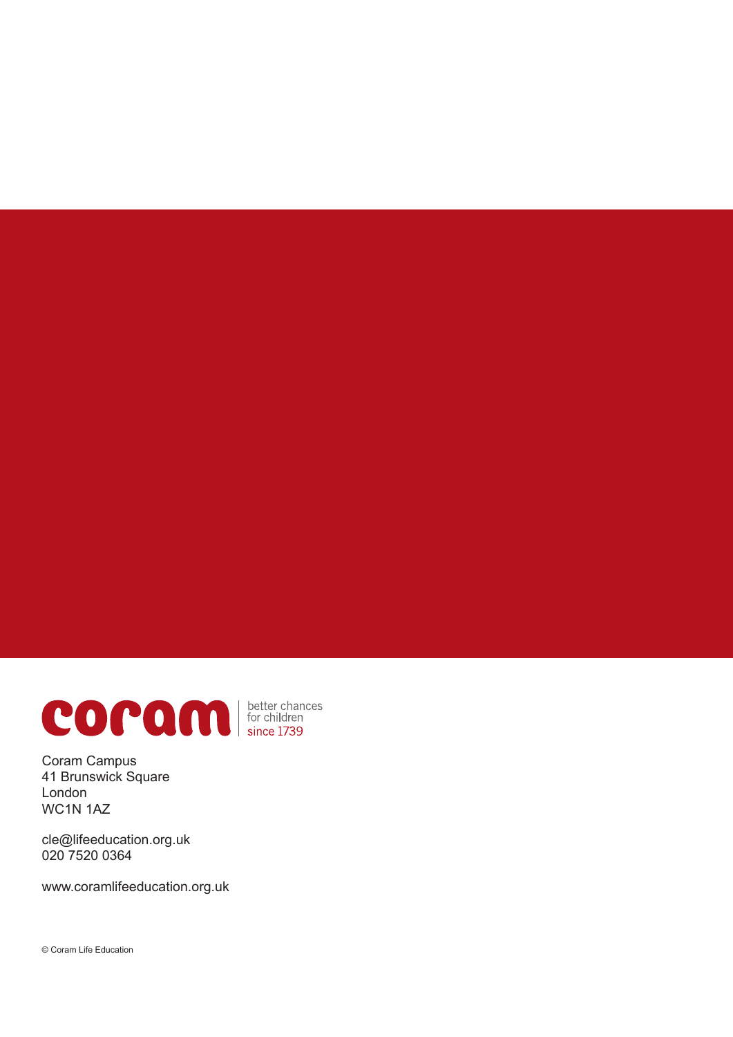coram | better chances for children since 1739

Coram Campus
41 Brunswick Square
London
WC1N 1AZ

cle@lifeeducation.org.uk
020 7520 0364

www.coramlifeeducation.org.uk

© Coram Life Education